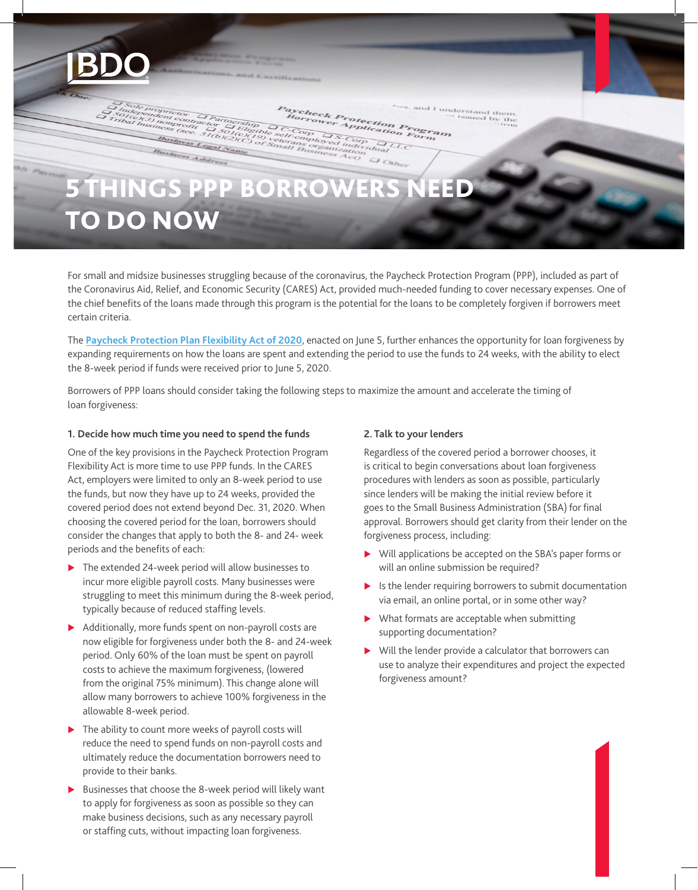# 5 THINGS PPP BORROWERS NEED TO DO NOW

For small and midsize businesses struggling because of the coronavirus, the Paycheck Protection Program (PPP), included as part of the Coronavirus Aid, Relief, and Economic Security (CARES) Act, provided much-needed funding to cover necessary expenses. One of the chief benefits of the loans made through this program is the potential for the loans to be completely forgiven if borrowers meet certain criteria.

The **Paycheck Protection Plan Flexibility Act of 2020**, enacted on June 5, further enhances the opportunity for loan forgiveness by expanding requirements on how the loans are spent and extending the period to use the funds to 24 weeks, with the ability to elect the 8-week period if funds were received prior to June 5, 2020.

Borrowers of PPP loans should consider taking the following steps to maximize the amount and accelerate the timing of loan forgiveness:

**1. Decide how much time you need to spend the funds**

One of the key provisions in the Paycheck Protection Program Flexibility Act is more time to use PPP funds. In the CARES Act, employers were limited to only an 8-week period to use the funds, but now they have up to 24 weeks, provided the covered period does not extend beyond Dec. 31, 2020. When choosing the covered period for the loan, borrowers should consider the changes that apply to both the 8- and 24- week periods and the benefits of each:

- The extended 24-week period will allow businesses to incur more eligible payroll costs. Many businesses were struggling to meet this minimum during the 8-week period, typically because of reduced staffing levels.
- Additionally, more funds spent on non-payroll costs are now eligible for forgiveness under both the 8- and 24-week period. Only 60% of the loan must be spent on payroll costs to achieve the maximum forgiveness, (lowered from the original 75% minimum). This change alone will allow many borrowers to achieve 100% forgiveness in the allowable 8-week period.
- The ability to count more weeks of payroll costs will reduce the need to spend funds on non-payroll costs and ultimately reduce the documentation borrowers need to provide to their banks.
- Businesses that choose the 8-week period will likely want to apply for forgiveness as soon as possible so they can make business decisions, such as any necessary payroll or staffing cuts, without impacting loan forgiveness.

**2. Talk to your lenders**

Regardless of the covered period a borrower chooses, it is critical to begin conversations about loan forgiveness procedures with lenders as soon as possible, particularly since lenders will be making the initial review before it goes to the Small Business Administration (SBA) for final approval. Borrowers should get clarity from their lender on the forgiveness process, including:

- Will applications be accepted on the SBA's paper forms or will an online submission be required?
- Is the lender requiring borrowers to submit documentation via email, an online portal, or in some other way?
- What formats are acceptable when submitting supporting documentation?
- Will the lender provide a calculator that borrowers can use to analyze their expenditures and project the expected forgiveness amount?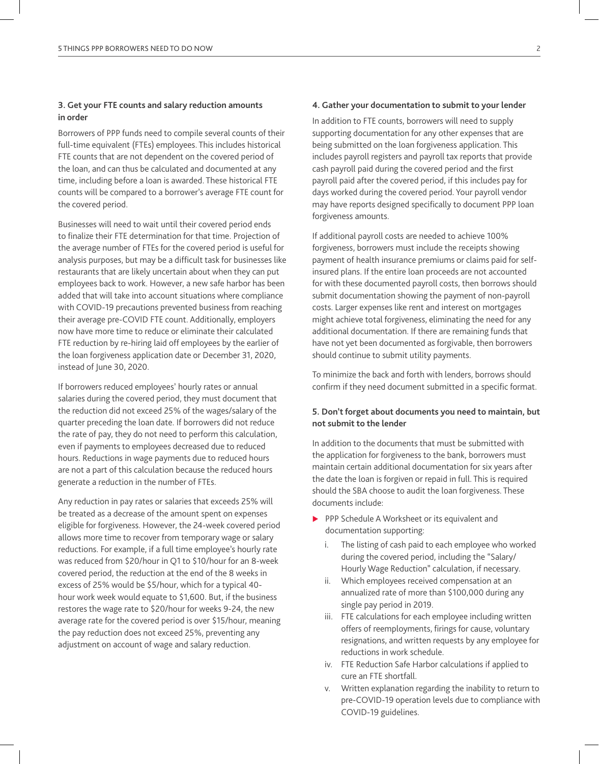### 3. Get your FTE counts and salary reduction amounts in order

Borrowers of PPP funds need to compile several counts of their full-time equivalent (FTEs) employees. This includes historical FTE counts that are not dependent on the covered period of the loan, and can thus be calculated and documented at any time, including before a loan is awarded. These historical FTE counts will be compared to a borrower's average FTE count for the covered period.

Businesses will need to wait until their covered period ends to finalize their FTE determination for that time. Projection of the average number of FTEs for the covered period is useful for analysis purposes, but may be a difficult task for businesses like restaurants that are likely uncertain about when they can put employees back to work. However, a new safe harbor has been added that will take into account situations where compliance with COVID-19 precautions prevented business from reaching their average pre-COVID FTE count. Additionally, employers now have more time to reduce or eliminate their calculated FTE reduction by re-hiring laid off employees by the earlier of the loan forgiveness application date or December 31, 2020, instead of June 30, 2020.

If borrowers reduced employees' hourly rates or annual salaries during the covered period, they must document that the reduction did not exceed 25% of the wages/salary of the quarter preceding the loan date. If borrowers did not reduce the rate of pay, they do not need to perform this calculation, even if payments to employees decreased due to reduced hours. Reductions in wage payments due to reduced hours are not a part of this calculation because the reduced hours generate a reduction in the number of FTEs.

Any reduction in pay rates or salaries that exceeds 25% will be treated as a decrease of the amount spent on expenses eligible for forgiveness. However, the 24-week covered period allows more time to recover from temporary wage or salary reductions. For example, if a full time employee's hourly rate was reduced from $20/hour in Q1 to $10/hour for an 8-week covered period, the reduction at the end of the 8 weeks in excess of 25% would be $5/hour, which for a typical 40-hour work week would equate to $1,600. But, if the business restores the wage rate to $20/hour for weeks 9-24, the new average rate for the covered period is over $15/hour, meaning the pay reduction does not exceed 25%, preventing any adjustment on account of wage and salary reduction.

### 4. Gather your documentation to submit to your lender

In addition to FTE counts, borrowers will need to supply supporting documentation for any other expenses that are being submitted on the loan forgiveness application. This includes payroll registers and payroll tax reports that provide cash payroll paid during the covered period and the first payroll paid after the covered period, if this includes pay for days worked during the covered period. Your payroll vendor may have reports designed specifically to document PPP loan forgiveness amounts.

If additional payroll costs are needed to achieve 100% forgiveness, borrowers must include the receipts showing payment of health insurance premiums or claims paid for self-insured plans. If the entire loan proceeds are not accounted for with these documented payroll costs, then borrows should submit documentation showing the payment of non-payroll costs. Larger expenses like rent and interest on mortgages might achieve total forgiveness, eliminating the need for any additional documentation. If there are remaining funds that have not yet been documented as forgivable, then borrowers should continue to submit utility payments.

To minimize the back and forth with lenders, borrows should confirm if they need document submitted in a specific format.

### 5. Don't forget about documents you need to maintain, but not submit to the lender

In addition to the documents that must be submitted with the application for forgiveness to the bank, borrowers must maintain certain additional documentation for six years after the date the loan is forgiven or repaid in full. This is required should the SBA choose to audit the loan forgiveness. These documents include:

- PPP Schedule A Worksheet or its equivalent and documentation supporting:
  1. The listing of cash paid to each employee who worked during the covered period, including the "Salary/Hourly Wage Reduction" calculation, if necessary.
  2. Which employees received compensation at an annualized rate of more than $100,000 during any single pay period in 2019.
  3. FTE calculations for each employee including written offers of reemployments, firings for cause, voluntary resignations, and written requests by any employee for reductions in work schedule.
  4. FTE Reduction Safe Harbor calculations if applied to cure an FTE shortfall.
  5. Written explanation regarding the inability to return to pre-COVID-19 operation levels due to compliance with COVID-19 guidelines.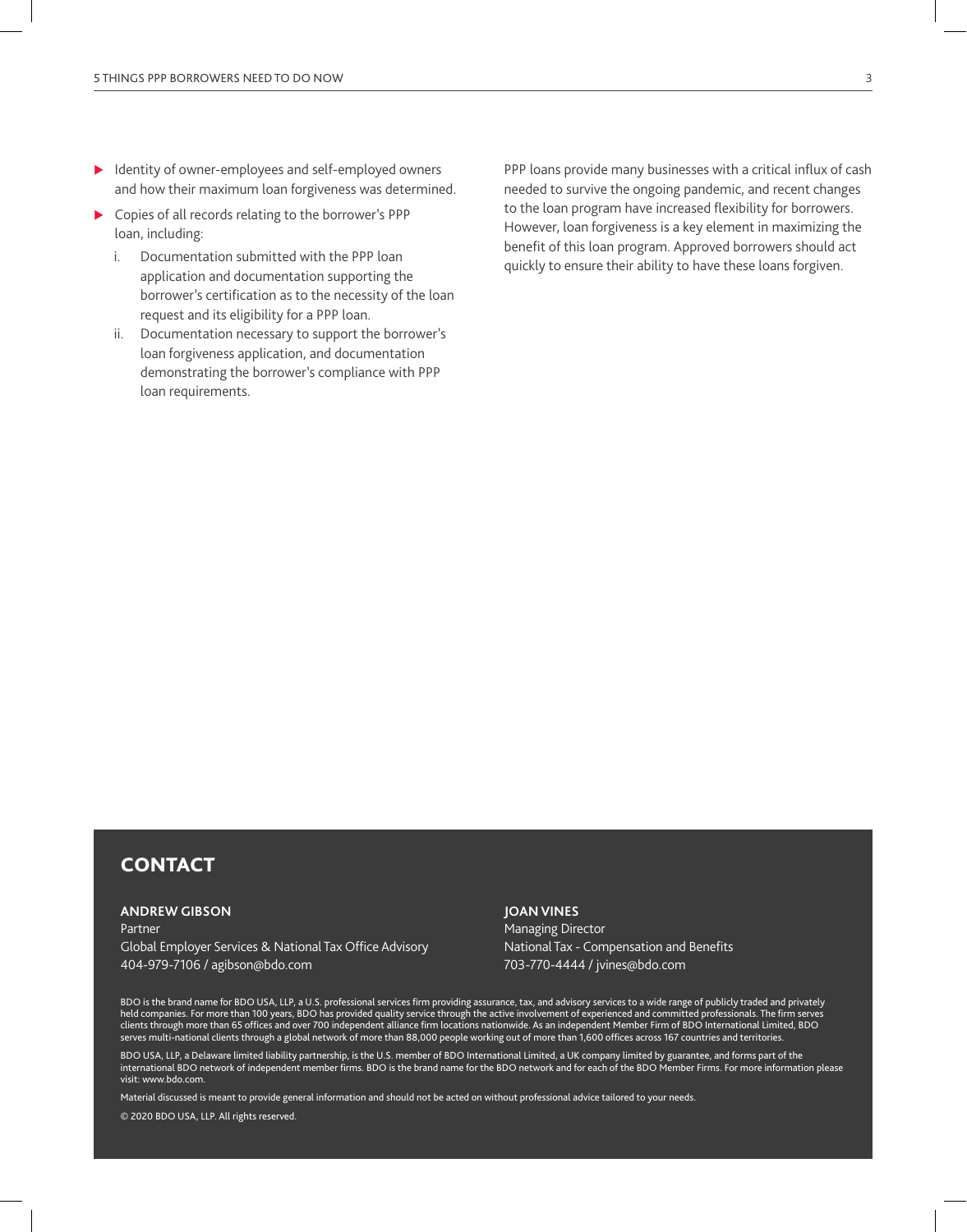- Identity of owner-employees and self-employed owners and how their maximum loan forgiveness was determined.
- Copies of all records relating to the borrower's PPP loan, including:
  i. Documentation submitted with the PPP loan application and documentation supporting the borrower's certification as to the necessity of the loan request and its eligibility for a PPP loan.
  ii. Documentation necessary to support the borrower's loan forgiveness application, and documentation demonstrating the borrower's compliance with PPP loan requirements.

PPP loans provide many businesses with a critical influx of cash needed to survive the ongoing pandemic, and recent changes to the loan program have increased flexibility for borrowers. However, loan forgiveness is a key element in maximizing the benefit of this loan program. Approved borrowers should act quickly to ensure their ability to have these loans forgiven.

## CONTACT

**ANDREW GIBSON**
Partner
Global Employer Services & National Tax Office Advisory
404-979-7106 / agibson@bdo.com

**JOAN VINES**
Managing Director
National Tax - Compensation and Benefits
703-770-4444 / jvines@bdo.com

BDO is the brand name for BDO USA, LLP, a U.S. professional services firm providing assurance, tax, and advisory services to a wide range of publicly traded and privately held companies. For more than 100 years, BDO has provided quality service through the active involvement of experienced and committed professionals. The firm serves clients through more than 65 offices and over 700 independent alliance firm locations nationwide. As an independent Member Firm of BDO International Limited, BDO serves multi-national clients through a global network of more than 88,000 people working out of more than 1,600 offices across 167 countries and territories.

BDO USA, LLP, a Delaware limited liability partnership, is the U.S. member of BDO International Limited, a UK company limited by guarantee, and forms part of the international BDO network of independent member firms. BDO is the brand name for the BDO network and for each of the BDO Member Firms. For more information please visit: www.bdo.com.

Material discussed is meant to provide general information and should not be acted on without professional advice tailored to your needs.

© 2020 BDO USA, LLP. All rights reserved.